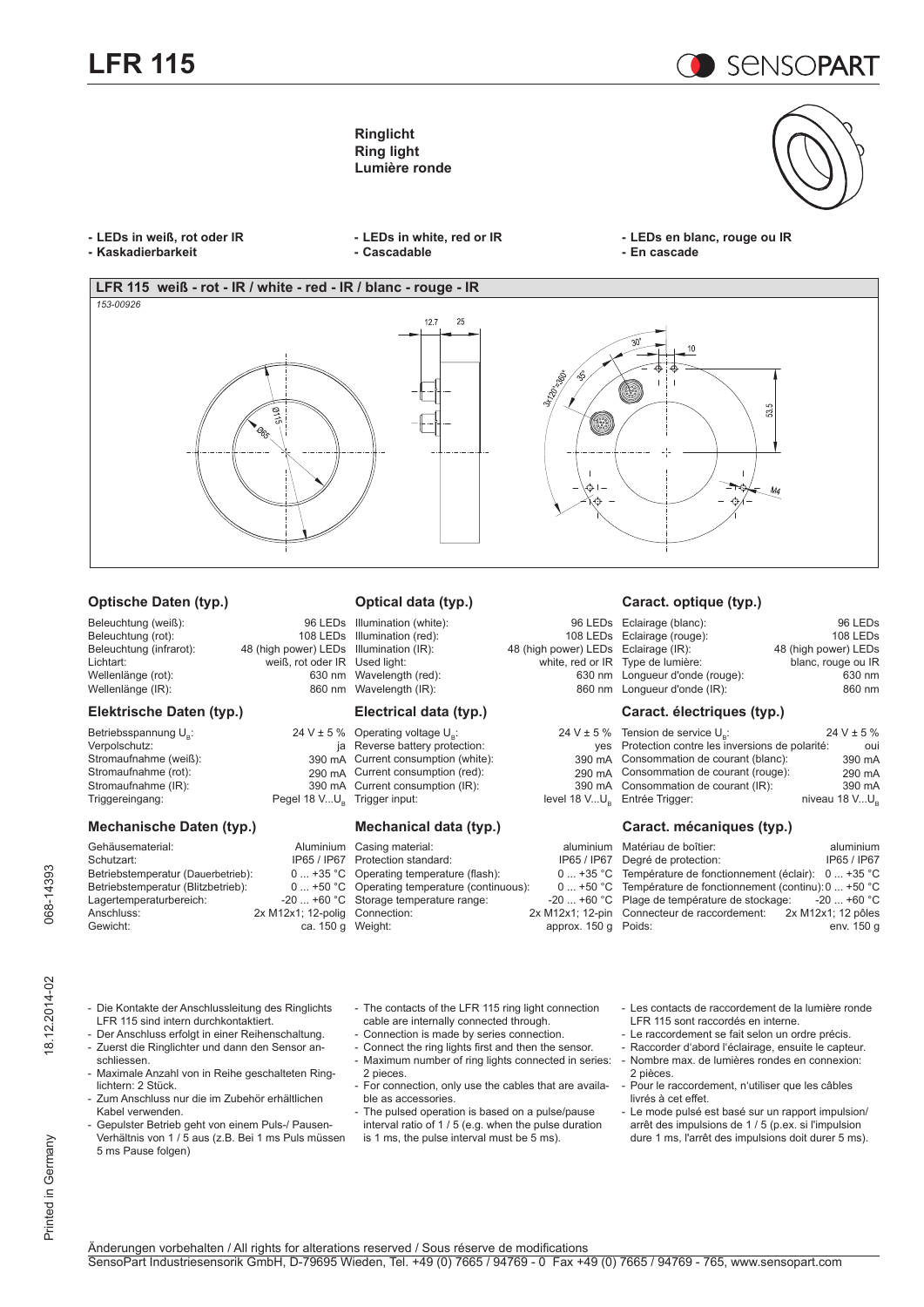# LFR 115

**Ringlicht**
**Ring light**
**Lumière ronde**

- **LEDs in weiß, rot oder IR**
- **Kaskadierbarkeit**

- **LEDs in white, red or IR**
- **Cascadable**

- **LEDs en blanc, rouge ou IR**
- **En cascade**

## LFR 115 weiß - rot - IR / white - red - IR / blanc - rouge - IR

*153-00926*

12.7 25 Ø115 Ø65 3x120°=360° 35° 30° 10 53.5 M4

## Optische Daten (typ.)

| | |
|---|---|
| Beleuchtung (weiß): | 96 LEDs |
| Beleuchtung (rot): | 108 LEDs |
| Beleuchtung (infrarot): | 48 (high power) LEDs |
| Lichtart: | weiß, rot oder IR |
| Wellenlänge (rot): | 630 nm |
| Wellenlänge (IR): | 860 nm |

## Elektrische Daten (typ.)

| | |
|---|---|
| Betriebsspannung $U_B$: | 24 V ± 5 % |
| Verpolschutz: | ja |
| Stromaufnahme (weiß): | 390 mA |
| Stromaufnahme (rot): | 290 mA |
| Stromaufnahme (IR): | 390 mA |
| Triggereingang: | Pegel 18 V...$U_B$ |

## Mechanische Daten (typ.)

| | |
|---|---|
| Gehäusematerial: | Aluminium |
| Schutzart: | IP65 / IP67 |
| Betriebstemperatur (Dauerbetrieb): | 0 ... +35 °C |
| Betriebstemperatur (Blitzbetrieb): | 0 ... +50 °C |
| Lagertemperaturbereich: | -20 ... +60 °C |
| Anschluss: | 2x M12x1; 12-polig |
| Gewicht: | ca. 150 g |

## Optical data (typ.)

| | |
|---|---|
| Illumination (white): | 96 LEDs |
| Illumination (red): | 108 LEDs |
| Illumination (IR): | 48 (high power) LEDs |
| Used light: | white, red or IR |
| Wavelength (red): | 630 nm |
| Wavelength (IR): | 860 nm |

## Electrical data (typ.)

| | |
|---|---|
| Operating voltage $U_B$: | 24 V ± 5 % |
| Reverse battery protection: | yes |
| Current consumption (white): | 390 mA |
| Current consumption (red): | 290 mA |
| Current consumption (IR): | 390 mA |
| Trigger input: | level 18 V...$U_B$ |

## Mechanical data (typ.)

| | |
|---|---|
| Casing material: | aluminium |
| Protection standard: | IP65 / IP67 |
| Operating temperature (flash): | 0 ... +35 °C |
| Operating temperature (continuous): | 0 ... +50 °C |
| Storage temperature range: | -20 ... +60 °C |
| Connection: | 2x M12x1; 12-pin |
| Weight: | approx. 150 g |

## Caract. optique (typ.)

| | |
|---|---|
| Eclairage (blanc): | 96 LEDs |
| Eclairage (rouge): | 108 LEDs |
| Eclairage (IR): | 48 (high power) LEDs |
| Type de lumière: | blanc, rouge ou IR |
| Longueur d'onde (rouge): | 630 nm |
| Longueur d'onde (IR): | 860 nm |

## Caract. électriques (typ.)

| | |
|---|---|
| Tension de service $U_B$: | 24 V ± 5 % |
| Protection contre les inversions de polarité: | oui |
| Consommation de courant (blanc): | 390 mA |
| Consommation de courant (rouge): | 290 mA |
| Consommation de courant (IR): | 390 mA |
| Entrée Trigger: | niveau 18 V...$U_B$ |

## Caract. mécaniques (typ.)

| | |
|---|---|
| Matériau de boîtier: | aluminium |
| Degré de protection: | IP65 / IP67 |
| Température de fonctionnement (éclair): | 0 ... +35 °C |
| Température de fonctionnement (continu): | 0 ... +50 °C |
| Plage de température de stockage: | -20 ... +60 °C |
| Connecteur de raccordement: | 2x M12x1; 12 pôles |
| Poids: | env. 150 g |

- Die Kontakte der Anschlussleitung des Ringlichts LFR 115 sind intern durchkontaktiert.
- Der Anschluss erfolgt in einer Reihenschaltung.
- Zuerst die Ringlichter und dann den Sensor anschliessen.
- Maximale Anzahl von in Reihe geschalteten Ringlichtern: 2 Stück.
- Zum Anschluss nur die im Zubehör erhältlichen Kabel verwenden.
- Gepulster Betrieb geht von einem Puls-/ Pausen-Verhältnis von 1 / 5 aus (z.B. Bei 1 ms Puls müssen 5 ms Pause folgen)

- The contacts of the LFR 115 ring light connection cable are internally connected through.
- Connection is made by series connection.
- Connect the ring lights first and then the sensor.
- Maximum number of ring lights connected in series: 2 pieces.
- For connection, only use the cables that are available as accessories.
- The pulsed operation is based on a pulse/pause interval ratio of 1 / 5 (e.g. when the pulse duration is 1 ms, the pulse interval must be 5 ms).

- Les contacts de raccordement de la lumière ronde LFR 115 sont raccordés en interne.
- Le raccordement se fait selon un ordre précis.
- Raccorder d'abord l'éclairage, ensuite le capteur.
- Nombre max. de lumières rondes en connexion: 2 pièces.
- Pour le raccordement, n'utiliser que les câbles livrés à cet effet.
- Le mode pulsé est basé sur un rapport impulsion/ arrêt des impulsions de 1 / 5 (p.ex. si l'impulsion dure 1 ms, l'arrêt des impulsions doit durer 5 ms).

068-14393

18.12.2014-02

Printed in Germany

Änderungen vorbehalten / All rights for alterations reserved / Sous réserve de modifications
SensoPart Industriesensorik GmbH, D-79695 Wieden, Tel. +49 (0) 7665 / 94769 - 0 Fax +49 (0) 7665 / 94769 - 765, www.sensopart.com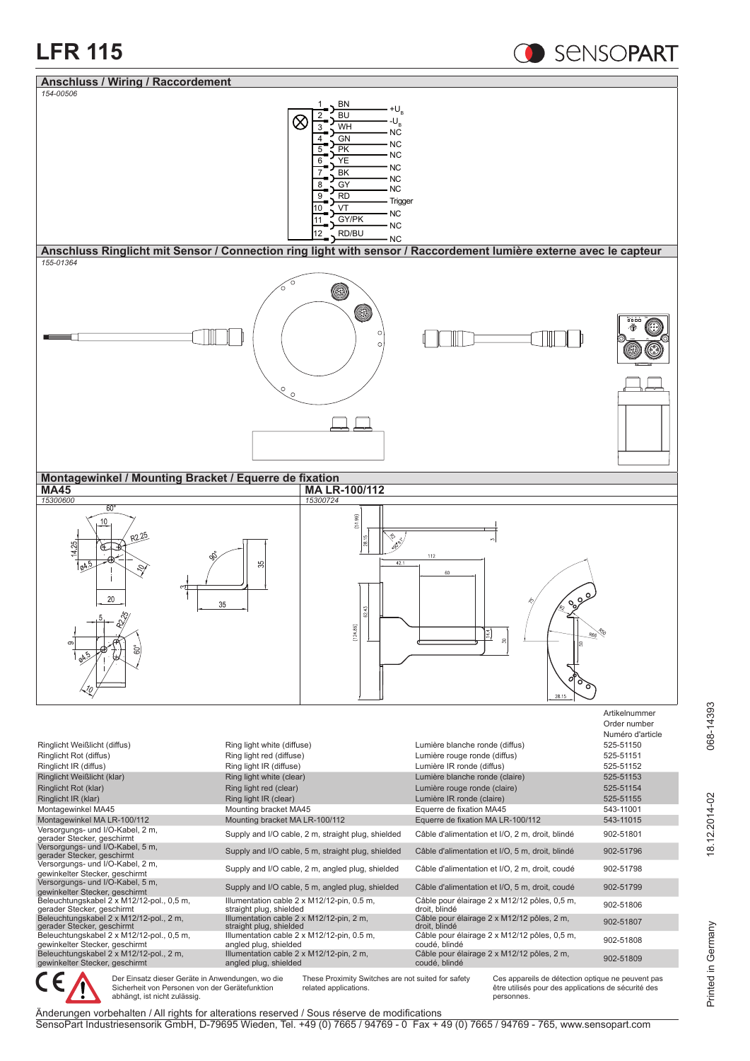# LFR 115

## Anschluss / Wiring / Raccordement

*154-00506*

1 BN +$U_B$
2 BU -$U_B$
3 WH NC
4 GN NC
5 PK NC
6 YE NC
7 BK NC
8 GY NC
9 RD Trigger
10 VT NC
11 GY/PK NC
12 RD/BU NC

## Anschluss Ringlicht mit Sensor / Connection ring light with sensor / Raccordement lumière externe avec le capteur

*155-01364*

## Montagewinkel / Mounting Bracket / Equerre de fixation

### MA45

*15300600*

60°
10
R2.25
14.25
ø4.5
10
90°
35
3
20
35
5
R2.25
9
ø4.5
60°
10

### MA LR-100/112

*15300724*

[51.99]
28.15
25
40°±1°
3
112
42.1
60
82.43
[126.85]
14.4
30
75
25
R60
50
R50
28.15

| | | | Artikelnummer Order number Numéro d'article |
|---|---|---|---|
| Ringlicht Weißlicht (diffus) | Ring light white (diffuse) | Lumière blanche ronde (diffus) | 525-51150 |
| Ringlicht Rot (diffus) | Ring light red (diffuse) | Lumière rouge ronde (diffus) | 525-51151 |
| Ringlicht IR (diffus) | Ring light IR (diffuse) | Lumière IR ronde (diffus) | 525-51152 |
| Ringlicht Weißlicht (klar) | Ring light white (clear) | Lumière blanche ronde (claire) | 525-51153 |
| Ringlicht Rot (klar) | Ring light red (clear) | Lumière rouge ronde (claire) | 525-51154 |
| Ringlicht IR (klar) | Ring light IR (clear) | Lumière IR ronde (claire) | 525-51155 |
| Montagewinkel MA45 | Mounting bracket MA45 | Equerre de fixation MA45 | 543-11001 |
| Montagewinkel MA LR-100/112 | Mounting bracket MA LR-100/112 | Equerre de fixation MA LR-100/112 | 543-11015 |
| Versorgungs- und I/O-Kabel, 2 m, gerader Stecker, geschirmt | Supply and I/O cable, 2 m, straight plug, shielded | Câble d'alimentation et I/O, 2 m, droit, blindé | 902-51801 |
| Versorgungs- und I/O-Kabel, 5 m, gerader Stecker, geschirmt | Supply and I/O cable, 5 m, straight plug, shielded | Câble d'alimentation et I/O, 5 m, droit, blindé | 902-51796 |
| Versorgungs- und I/O-Kabel, 2 m, gewinkelter Stecker, geschirmt | Supply and I/O cable, 2 m, angled plug, shielded | Câble d'alimentation et I/O, 2 m, droit, coudé | 902-51798 |
| Versorgungs- und I/O-Kabel, 5 m, gewinkelter Stecker, geschirmt | Supply and I/O cable, 5 m, angled plug, shielded | Câble d'alimentation et I/O, 5 m, droit, coudé | 902-51799 |
| Beleuchtungskabel 2 x M12/12-pol., 0,5 m, gerader Stecker, geschirmt | Illumination cable 2 x M12/12-pin, 0.5 m, straight plug, shielded | Câble pour élairage 2 x M12/12 pôles, 0,5 m, droit, blindé | 902-51806 |
| Beleuchtungskabel 2 x M12/12-pol., 2 m, gerader Stecker, geschirmt | Illumination cable 2 x M12/12-pin, 2 m, straight plug, shielded | Câble pour élairage 2 x M12/12 pôles, 2 m, droit, blindé | 902-51807 |
| Beleuchtungskabel 2 x M12/12-pol., 0,5 m, gewinkelter Stecker, geschirmt | Illumination cable 2 x M12/12-pin, 0.5 m, angled plug, shielded | Câble pour élairage 2 x M12/12 pôles, 0,5 m, coudé, blindé | 902-51808 |
| Beleuchtungskabel 2 x M12/12-pol., 2 m, gewinkelter Stecker, geschirmt | Illumination cable 2 x M12/12-pin, 2 m, angled plug, shielded | Câble pour élairage 2 x M12/12 pôles, 2 m, coudé, blindé | 902-51809 |

Der Einsatz dieser Geräte in Anwendungen, wo die Sicherheit von Personen von der Gerätefunktion abhängt, ist nicht zulässig.

These Proximity Switches are not suited for safety related applications.

Ces appareils de détection optique ne peuvent pas être utilisés pour des applications de sécurité des personnes.

Änderungen vorbehalten / All rights for alterations reserved / Sous réserve de modifications

SensoPart Industriesensorik GmbH, D-79695 Wieden, Tel. +49 (0) 7665 / 94769 - 0 Fax + 49 (0) 7665 / 94769 - 765, www.sensopart.com

068-14393

18.12.2014-02

Printed in Germany